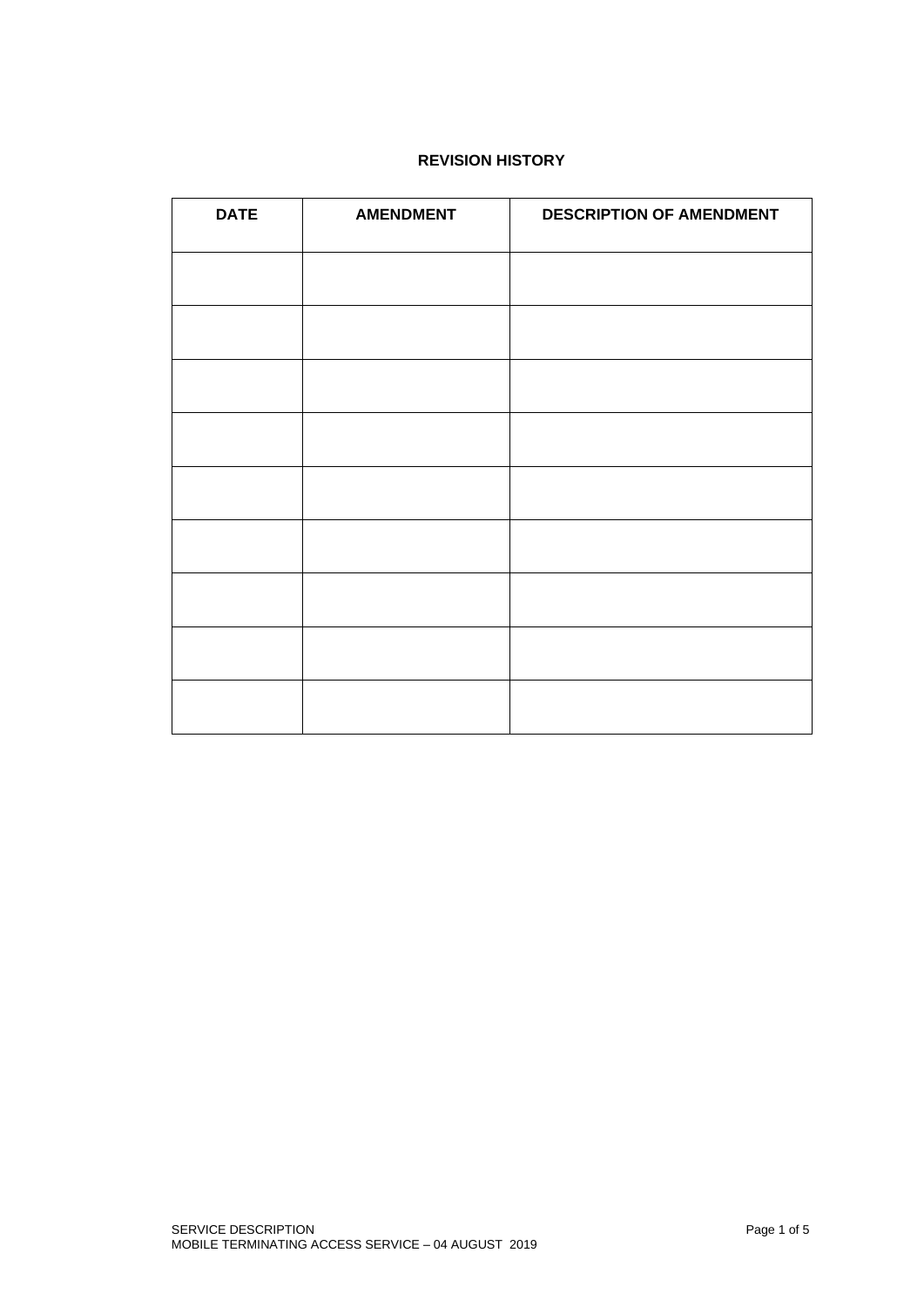## REVISION HISTORY

| DATE | AMENDMENT | DESCRIPTION OF AMENDMENT |
|---|---|---|
| | | |
| | | |
| | | |
| | | |
| | | |
| | | |
| | | |
| | | |
| | | |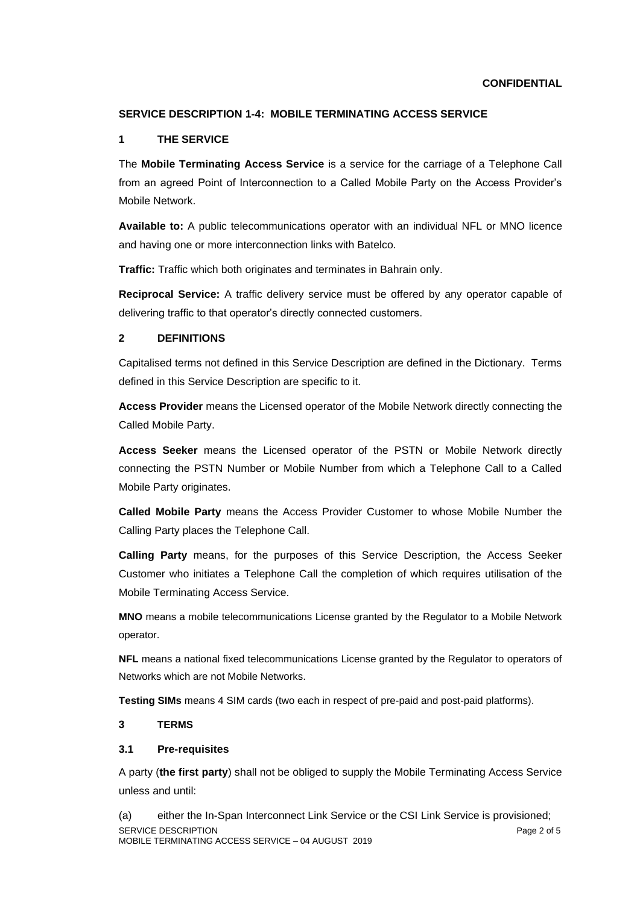**CONFIDENTIAL**

## SERVICE DESCRIPTION 1-4: MOBILE TERMINATING ACCESS SERVICE

### 1 THE SERVICE

The **Mobile Terminating Access Service** is a service for the carriage of a Telephone Call from an agreed Point of Interconnection to a Called Mobile Party on the Access Provider's Mobile Network.

**Available to:** A public telecommunications operator with an individual NFL or MNO licence and having one or more interconnection links with Batelco.

**Traffic:** Traffic which both originates and terminates in Bahrain only.

**Reciprocal Service:** A traffic delivery service must be offered by any operator capable of delivering traffic to that operator's directly connected customers.

### 2 DEFINITIONS

Capitalised terms not defined in this Service Description are defined in the Dictionary. Terms defined in this Service Description are specific to it.

**Access Provider** means the Licensed operator of the Mobile Network directly connecting the Called Mobile Party.

**Access Seeker** means the Licensed operator of the PSTN or Mobile Network directly connecting the PSTN Number or Mobile Number from which a Telephone Call to a Called Mobile Party originates.

**Called Mobile Party** means the Access Provider Customer to whose Mobile Number the Calling Party places the Telephone Call.

**Calling Party** means, for the purposes of this Service Description, the Access Seeker Customer who initiates a Telephone Call the completion of which requires utilisation of the Mobile Terminating Access Service.

**MNO** means a mobile telecommunications License granted by the Regulator to a Mobile Network operator.

**NFL** means a national fixed telecommunications License granted by the Regulator to operators of Networks which are not Mobile Networks.

**Testing SIMs** means 4 SIM cards (two each in respect of pre-paid and post-paid platforms).

### 3 TERMS

#### 3.1 Pre-requisites

A party (**the first party**) shall not be obliged to supply the Mobile Terminating Access Service unless and until:

(a) either the In-Span Interconnect Link Service or the CSI Link Service is provisioned;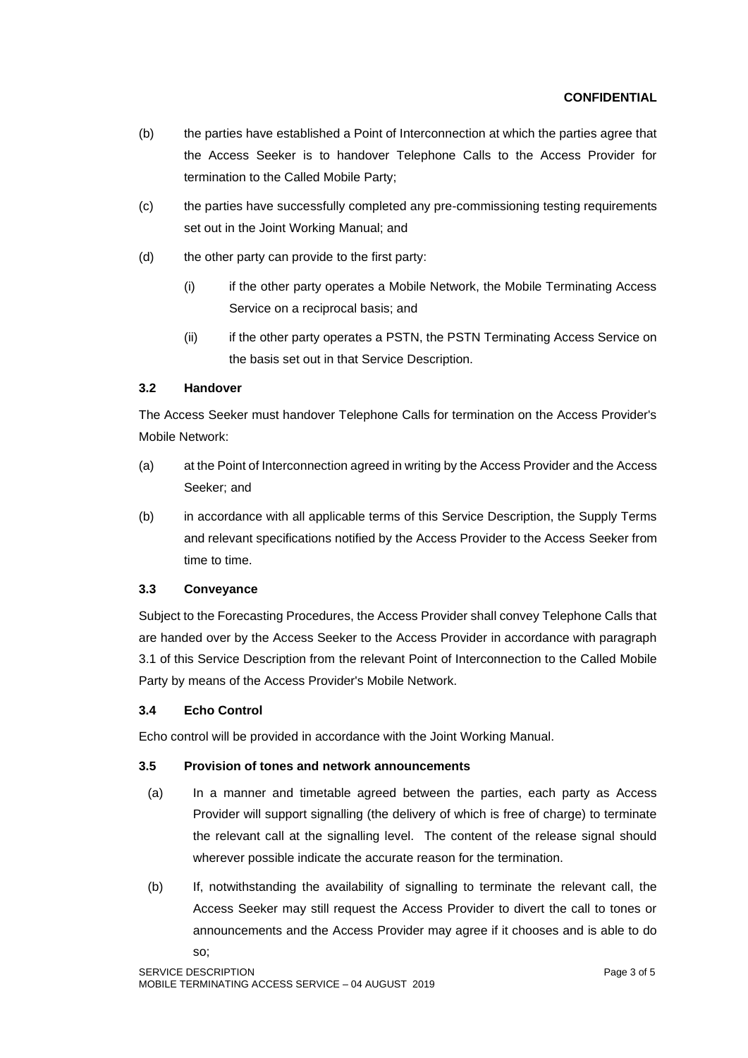(b) the parties have established a Point of Interconnection at which the parties agree that the Access Seeker is to handover Telephone Calls to the Access Provider for termination to the Called Mobile Party;

(c) the parties have successfully completed any pre-commissioning testing requirements set out in the Joint Working Manual; and

(d) the other party can provide to the first party:

   (i) if the other party operates a Mobile Network, the Mobile Terminating Access Service on a reciprocal basis; and

   (ii) if the other party operates a PSTN, the PSTN Terminating Access Service on the basis set out in that Service Description.

### 3.2 Handover

The Access Seeker must handover Telephone Calls for termination on the Access Provider's Mobile Network:

(a) at the Point of Interconnection agreed in writing by the Access Provider and the Access Seeker; and

(b) in accordance with all applicable terms of this Service Description, the Supply Terms and relevant specifications notified by the Access Provider to the Access Seeker from time to time.

### 3.3 Conveyance

Subject to the Forecasting Procedures, the Access Provider shall convey Telephone Calls that are handed over by the Access Seeker to the Access Provider in accordance with paragraph 3.1 of this Service Description from the relevant Point of Interconnection to the Called Mobile Party by means of the Access Provider's Mobile Network.

### 3.4 Echo Control

Echo control will be provided in accordance with the Joint Working Manual.

### 3.5 Provision of tones and network announcements

(a) In a manner and timetable agreed between the parties, each party as Access Provider will support signalling (the delivery of which is free of charge) to terminate the relevant call at the signalling level. The content of the release signal should wherever possible indicate the accurate reason for the termination.

(b) If, notwithstanding the availability of signalling to terminate the relevant call, the Access Seeker may still request the Access Provider to divert the call to tones or announcements and the Access Provider may agree if it chooses and is able to do so;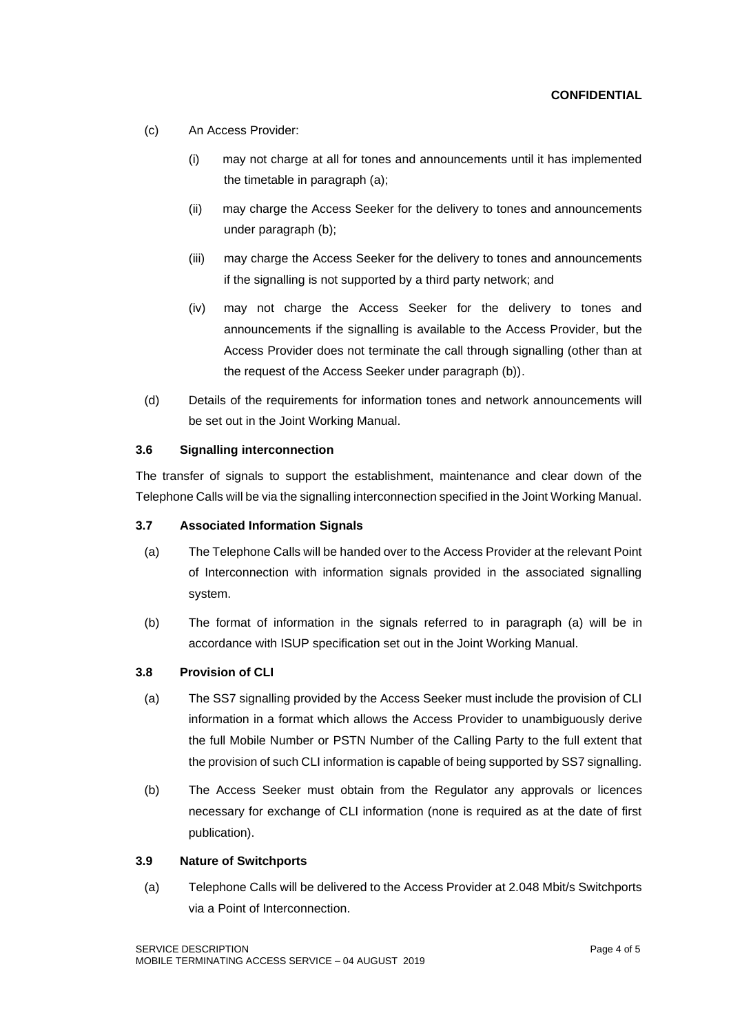(c) An Access Provider:

  (i) may not charge at all for tones and announcements until it has implemented the timetable in paragraph (a);

  (ii) may charge the Access Seeker for the delivery to tones and announcements under paragraph (b);

  (iii) may charge the Access Seeker for the delivery to tones and announcements if the signalling is not supported by a third party network; and

  (iv) may not charge the Access Seeker for the delivery to tones and announcements if the signalling is available to the Access Provider, but the Access Provider does not terminate the call through signalling (other than at the request of the Access Seeker under paragraph (b)).

(d) Details of the requirements for information tones and network announcements will be set out in the Joint Working Manual.

### 3.6 Signalling interconnection

The transfer of signals to support the establishment, maintenance and clear down of the Telephone Calls will be via the signalling interconnection specified in the Joint Working Manual.

### 3.7 Associated Information Signals

(a) The Telephone Calls will be handed over to the Access Provider at the relevant Point of Interconnection with information signals provided in the associated signalling system.

(b) The format of information in the signals referred to in paragraph (a) will be in accordance with ISUP specification set out in the Joint Working Manual.

### 3.8 Provision of CLI

(a) The SS7 signalling provided by the Access Seeker must include the provision of CLI information in a format which allows the Access Provider to unambiguously derive the full Mobile Number or PSTN Number of the Calling Party to the full extent that the provision of such CLI information is capable of being supported by SS7 signalling.

(b) The Access Seeker must obtain from the Regulator any approvals or licences necessary for exchange of CLI information (none is required as at the date of first publication).

### 3.9 Nature of Switchports

(a) Telephone Calls will be delivered to the Access Provider at 2.048 Mbit/s Switchports via a Point of Interconnection.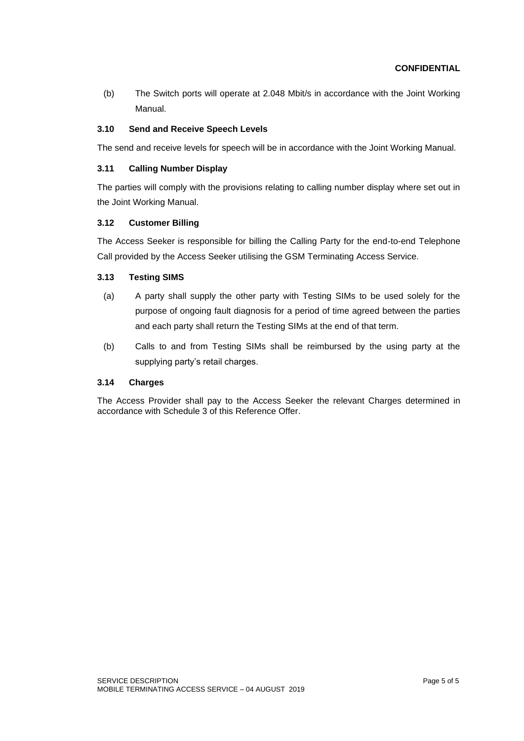(b) The Switch ports will operate at 2.048 Mbit/s in accordance with the Joint Working Manual.

### 3.10 Send and Receive Speech Levels

The send and receive levels for speech will be in accordance with the Joint Working Manual.

### 3.11 Calling Number Display

The parties will comply with the provisions relating to calling number display where set out in the Joint Working Manual.

### 3.12 Customer Billing

The Access Seeker is responsible for billing the Calling Party for the end-to-end Telephone Call provided by the Access Seeker utilising the GSM Terminating Access Service.

### 3.13 Testing SIMS

(a) A party shall supply the other party with Testing SIMs to be used solely for the purpose of ongoing fault diagnosis for a period of time agreed between the parties and each party shall return the Testing SIMs at the end of that term.

(b) Calls to and from Testing SIMs shall be reimbursed by the using party at the supplying party's retail charges.

### 3.14 Charges

The Access Provider shall pay to the Access Seeker the relevant Charges determined in accordance with Schedule 3 of this Reference Offer.